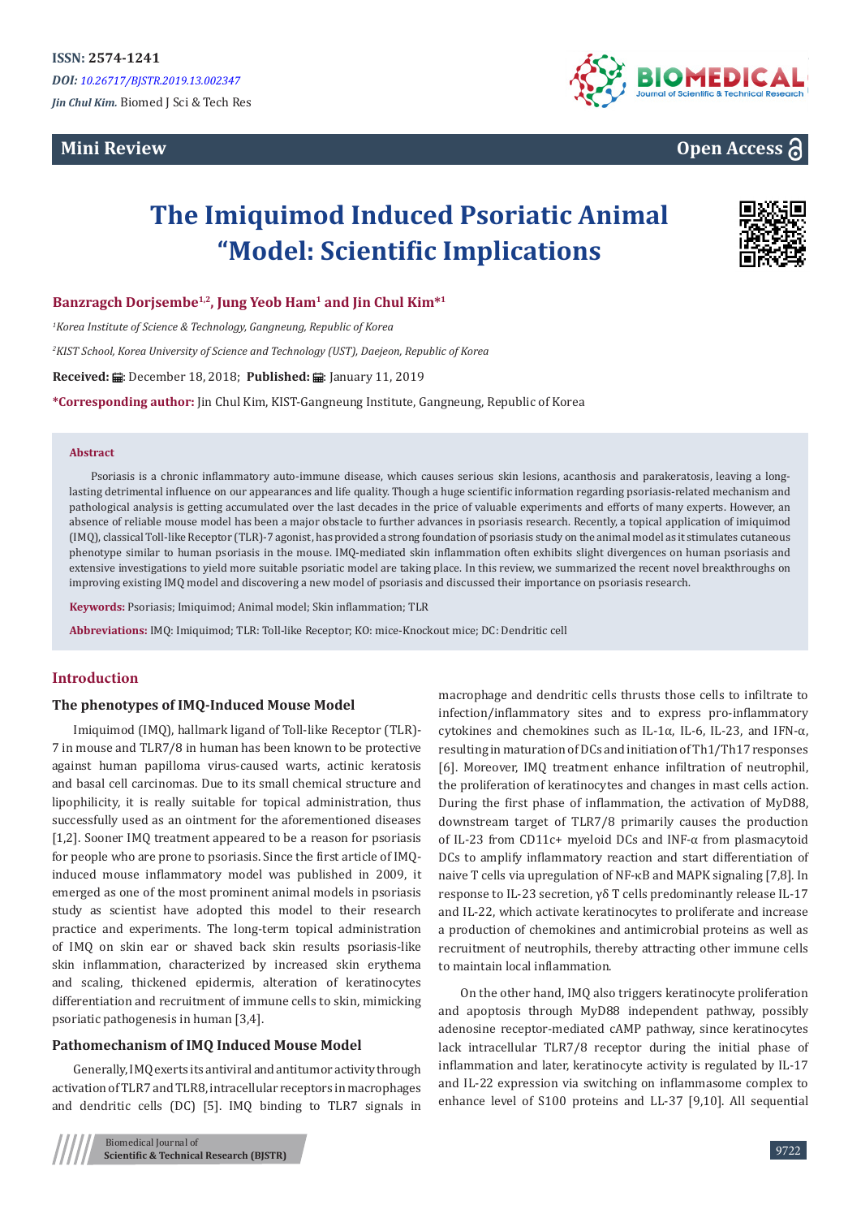ISSN: 2574-1241

*DOI: 10.26717/BJSTR.2019.13.002347*

*Jin Chul Kim.* Biomed J Sci & Tech Res

**Mini Review**

**Open Access**

# The Imiquimod Induced Psoriatic Animal "Model: Scientific Implications

**Banzragch Dorjsembe[1,2], Jung Yeob Ham[1] and Jin Chul Kim*[1]**

[1]*Korea Institute of Science & Technology, Gangneung, Republic of Korea*

[2]*KIST School, Korea University of Science and Technology (UST), Daejeon, Republic of Korea*

**Received:** December 18, 2018; **Published:** January 11, 2019

***Corresponding author:** Jin Chul Kim, KIST-Gangneung Institute, Gangneung, Republic of Korea

## Abstract

Psoriasis is a chronic inflammatory auto-immune disease, which causes serious skin lesions, acanthosis and parakeratosis, leaving a long-lasting detrimental influence on our appearances and life quality. Though a huge scientific information regarding psoriasis-related mechanism and pathological analysis is getting accumulated over the last decades in the price of valuable experiments and efforts of many experts. However, an absence of reliable mouse model has been a major obstacle to further advances in psoriasis research. Recently, a topical application of imiquimod (IMQ), classical Toll-like Receptor (TLR)-7 agonist, has provided a strong foundation of psoriasis study on the animal model as it stimulates cutaneous phenotype similar to human psoriasis in the mouse. IMQ-mediated skin inflammation often exhibits slight divergences on human psoriasis and extensive investigations to yield more suitable psoriatic model are taking place. In this review, we summarized the recent novel breakthroughs on improving existing IMQ model and discovering a new model of psoriasis and discussed their importance on psoriasis research.

**Keywords:** Psoriasis; Imiquimod; Animal model; Skin inflammation; TLR

**Abbreviations:** IMQ: Imiquimod; TLR: Toll-like Receptor; KO: mice-Knockout mice; DC: Dendritic cell

## Introduction

### The phenotypes of IMQ-Induced Mouse Model

Imiquimod (IMQ), hallmark ligand of Toll-like Receptor (TLR)-7 in mouse and TLR7/8 in human has been known to be protective against human papilloma virus-caused warts, actinic keratosis and basal cell carcinomas. Due to its small chemical structure and lipophilicity, it is really suitable for topical administration, thus successfully used as an ointment for the aforementioned diseases [1,2]. Sooner IMQ treatment appeared to be a reason for psoriasis for people who are prone to psoriasis. Since the first article of IMQ-induced mouse inflammatory model was published in 2009, it emerged as one of the most prominent animal models in psoriasis study as scientist have adopted this model to their research practice and experiments. The long-term topical administration of IMQ on skin ear or shaved back skin results psoriasis-like skin inflammation, characterized by increased skin erythema and scaling, thickened epidermis, alteration of keratinocytes differentiation and recruitment of immune cells to skin, mimicking psoriatic pathogenesis in human [3,4].

### Pathomechanism of IMQ Induced Mouse Model

Generally, IMQ exerts its antiviral and antitumor activity through activation of TLR7 and TLR8, intracellular receptors in macrophages and dendritic cells (DC) [5]. IMQ binding to TLR7 signals in macrophage and dendritic cells thrusts those cells to infiltrate to infection/inflammatory sites and to express pro-inflammatory cytokines and chemokines such as IL-1α, IL-6, IL-23, and IFN-α, resulting in maturation of DCs and initiation of Th1/Th17 responses [6]. Moreover, IMQ treatment enhance infiltration of neutrophil, the proliferation of keratinocytes and changes in mast cells action. During the first phase of inflammation, the activation of MyD88, downstream target of TLR7/8 primarily causes the production of IL-23 from CD11c+ myeloid DCs and INF-α from plasmacytoid DCs to amplify inflammatory reaction and start differentiation of naive T cells via upregulation of NF-κB and MAPK signaling [7,8]. In response to IL-23 secretion, γδ T cells predominantly release IL-17 and IL-22, which activate keratinocytes to proliferate and increase a production of chemokines and antimicrobial proteins as well as recruitment of neutrophils, thereby attracting other immune cells to maintain local inflammation.

On the other hand, IMQ also triggers keratinocyte proliferation and apoptosis through MyD88 independent pathway, possibly adenosine receptor-mediated cAMP pathway, since keratinocytes lack intracellular TLR7/8 receptor during the initial phase of inflammation and later, keratinocyte activity is regulated by IL-17 and IL-22 expression via switching on inflammasome complex to enhance level of S100 proteins and LL-37 [9,10]. All sequential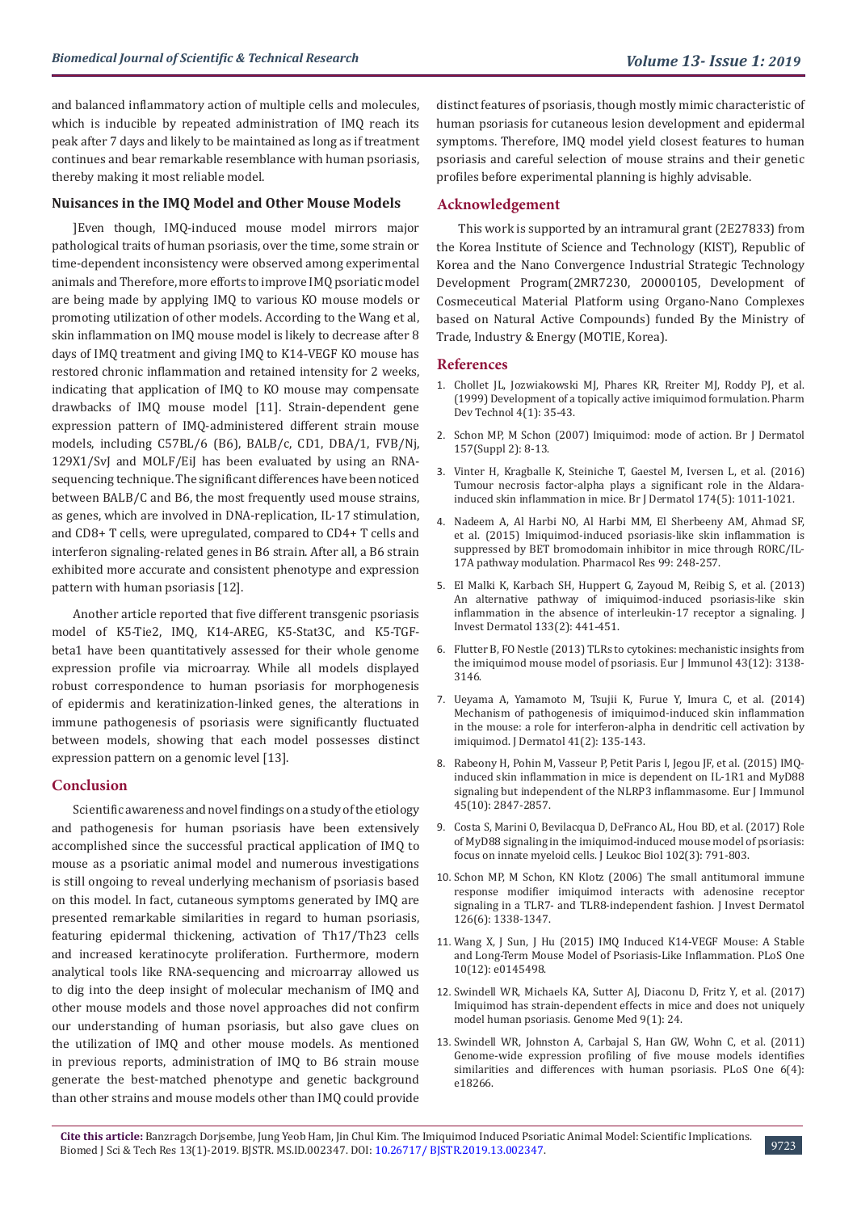and balanced inflammatory action of multiple cells and molecules, which is inducible by repeated administration of IMQ reach its peak after 7 days and likely to be maintained as long as if treatment continues and bear remarkable resemblance with human psoriasis, thereby making it most reliable model.

### Nuisances in the IMQ Model and Other Mouse Models

]Even though, IMQ-induced mouse model mirrors major pathological traits of human psoriasis, over the time, some strain or time-dependent inconsistency were observed among experimental animals and Therefore, more efforts to improve IMQ psoriatic model are being made by applying IMQ to various KO mouse models or promoting utilization of other models. According to the Wang et al, skin inflammation on IMQ mouse model is likely to decrease after 8 days of IMQ treatment and giving IMQ to K14-VEGF KO mouse has restored chronic inflammation and retained intensity for 2 weeks, indicating that application of IMQ to KO mouse may compensate drawbacks of IMQ mouse model [11]. Strain-dependent gene expression pattern of IMQ-administered different strain mouse models, including C57BL/6 (B6), BALB/c, CD1, DBA/1, FVB/Nj, 129X1/SvJ and MOLF/EiJ has been evaluated by using an RNA-sequencing technique. The significant differences have been noticed between BALB/C and B6, the most frequently used mouse strains, as genes, which are involved in DNA-replication, IL-17 stimulation, and CD8+ T cells, were upregulated, compared to CD4+ T cells and interferon signaling-related genes in B6 strain. After all, a B6 strain exhibited more accurate and consistent phenotype and expression pattern with human psoriasis [12].

Another article reported that five different transgenic psoriasis model of K5-Tie2, IMQ, K14-AREG, K5-Stat3C, and K5-TGF-beta1 have been quantitatively assessed for their whole genome expression profile via microarray. While all models displayed robust correspondence to human psoriasis for morphogenesis of epidermis and keratinization-linked genes, the alterations in immune pathogenesis of psoriasis were significantly fluctuated between models, showing that each model possesses distinct expression pattern on a genomic level [13].

## Conclusion

Scientific awareness and novel findings on a study of the etiology and pathogenesis for human psoriasis have been extensively accomplished since the successful practical application of IMQ to mouse as a psoriatic animal model and numerous investigations is still ongoing to reveal underlying mechanism of psoriasis based on this model. In fact, cutaneous symptoms generated by IMQ are presented remarkable similarities in regard to human psoriasis, featuring epidermal thickening, activation of Th17/Th23 cells and increased keratinocyte proliferation. Furthermore, modern analytical tools like RNA-sequencing and microarray allowed us to dig into the deep insight of molecular mechanism of IMQ and other mouse models and those novel approaches did not confirm our understanding of human psoriasis, but also gave clues on the utilization of IMQ and other mouse models. As mentioned in previous reports, administration of IMQ to B6 strain mouse generate the best-matched phenotype and genetic background than other strains and mouse models other than IMQ could provide distinct features of psoriasis, though mostly mimic characteristic of human psoriasis for cutaneous lesion development and epidermal symptoms. Therefore, IMQ model yield closest features to human psoriasis and careful selection of mouse strains and their genetic profiles before experimental planning is highly advisable.

## Acknowledgement

This work is supported by an intramural grant (2E27833) from the Korea Institute of Science and Technology (KIST), Republic of Korea and the Nano Convergence Industrial Strategic Technology Development Program(2MR7230, 20000105, Development of Cosmeceutical Material Platform using Organo-Nano Complexes based on Natural Active Compounds) funded By the Ministry of Trade, Industry & Energy (MOTIE, Korea).

## References

1. Chollet JL, Jozwiakowski MJ, Phares KR, Rreiter MJ, Roddy PJ, et al. (1999) Development of a topically active imiquimod formulation. Pharm Dev Technol 4(1): 35-43.
2. Schon MP, M Schon (2007) Imiquimod: mode of action. Br J Dermatol 157(Suppl 2): 8-13.
3. Vinter H, Kragballe K, Steiniche T, Gaestel M, Iversen L, et al. (2016) Tumour necrosis factor-alpha plays a significant role in the Aldara-induced skin inflammation in mice. Br J Dermatol 174(5): 1011-1021.
4. Nadeem A, Al Harbi NO, Al Harbi MM, El Sherbeeny AM, Ahmad SF, et al. (2015) Imiquimod-induced psoriasis-like skin inflammation is suppressed by BET bromodomain inhibitor in mice through RORC/IL-17A pathway modulation. Pharmacol Res 99: 248-257.
5. El Malki K, Karbach SH, Huppert G, Zayoud M, Reibig S, et al. (2013) An alternative pathway of imiquimod-induced psoriasis-like skin inflammation in the absence of interleukin-17 receptor a signaling. J Invest Dermatol 133(2): 441-451.
6. Flutter B, FO Nestle (2013) TLRs to cytokines: mechanistic insights from the imiquimod mouse model of psoriasis. Eur J Immunol 43(12): 3138-3146.
7. Ueyama A, Yamamoto M, Tsujii K, Furue Y, Imura C, et al. (2014) Mechanism of pathogenesis of imiquimod-induced skin inflammation in the mouse: a role for interferon-alpha in dendritic cell activation by imiquimod. J Dermatol 41(2): 135-143.
8. Rabeony H, Pohin M, Vasseur P, Petit Paris I, Jegou JF, et al. (2015) IMQ-induced skin inflammation in mice is dependent on IL-1R1 and MyD88 signaling but independent of the NLRP3 inflammasome. Eur J Immunol 45(10): 2847-2857.
9. Costa S, Marini O, Bevilacqua D, DeFranco AL, Hou BD, et al. (2017) Role of MyD88 signaling in the imiquimod-induced mouse model of psoriasis: focus on innate myeloid cells. J Leukoc Biol 102(3): 791-803.
10. Schon MP, M Schon, KN Klotz (2006) The small antitumoral immune response modifier imiquimod interacts with adenosine receptor signaling in a TLR7- and TLR8-independent fashion. J Invest Dermatol 126(6): 1338-1347.
11. Wang X, J Sun, J Hu (2015) IMQ Induced K14-VEGF Mouse: A Stable and Long-Term Mouse Model of Psoriasis-Like Inflammation. PLoS One 10(12): e0145498.
12. Swindell WR, Michaels KA, Sutter AJ, Diaconu D, Fritz Y, et al. (2017) Imiquimod has strain-dependent effects in mice and does not uniquely model human psoriasis. Genome Med 9(1): 24.
13. Swindell WR, Johnston A, Carbajal S, Han GW, Wohn C, et al. (2011) Genome-wide expression profiling of five mouse models identifies similarities and differences with human psoriasis. PLoS One 6(4): e18266.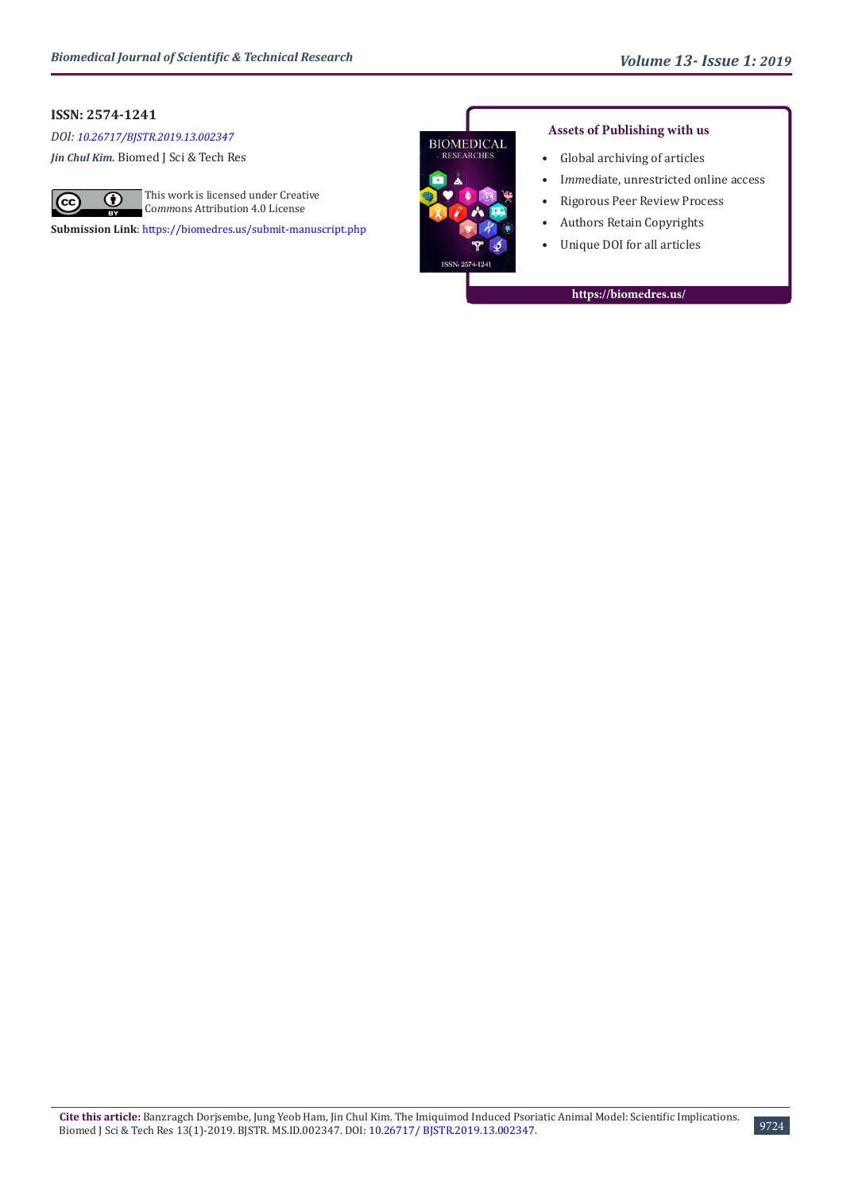**ISSN: 2574-1241**

*DOI: 10.26717/BJSTR.2019.13.002347*

***Jin Chul Kim.*** Biomed J Sci & Tech Res

This work is licensed under Creative Commons Attribution 4.0 License

**Submission Link**: https://biomedres.us/submit-manuscript.php

### Assets of Publishing with us

- Global archiving of articles
- Immediate, unrestricted online access
- Rigorous Peer Review Process
- Authors Retain Copyrights
- Unique DOI for all articles

**https://biomedres.us/**

**Cite this article:** Banzragch Dorjsembe, Jung Yeob Ham, Jin Chul Kim. The Imiquimod Induced Psoriatic Animal Model: Scientific Implications. Biomed J Sci & Tech Res 13(1)-2019. BJSTR. MS.ID.002347. DOI: 10.26717/ BJSTR.2019.13.002347.